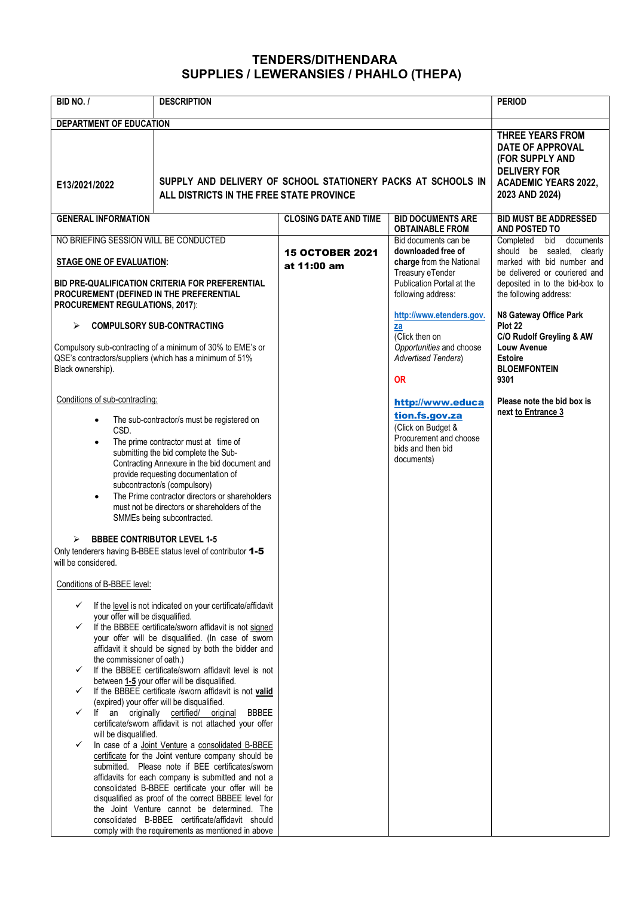# TENDERS/DITHENDARA
## SUPPLIES / LEWERANSIES / PHAHLO (THEPA)

| BID NO. / | DESCRIPTION | | | PERIOD |
|---|---|---|---|---|
| **DEPARTMENT OF EDUCATION** | | | | |
| **E13/2021/2022** | **SUPPLY AND DELIVERY OF SCHOOL STATIONERY PACKS AT SCHOOLS IN ALL DISTRICTS IN THE FREE STATE PROVINCE** | | | **THREE YEARS FROM DATE OF APPROVAL (FOR SUPPLY AND DELIVERY FOR ACADEMIC YEARS 2022, 2023 AND 2024)** |
| **GENERAL INFORMATION** | | **CLOSING DATE AND TIME** | **BID DOCUMENTS ARE OBTAINABLE FROM** | **BID MUST BE ADDRESSED AND POSTED TO** |
| NO BRIEFING SESSION WILL BE CONDUCTED<br><br>**STAGE ONE OF EVALUATION:**<br><br>**BID PRE-QUALIFICATION CRITERIA FOR PREFERENTIAL PROCUREMENT (DEFINED IN THE PREFERENTIAL PROCUREMENT REGULATIONS, 2017)**:<br><br>➢ **COMPULSORY SUB-CONTRACTING**<br><br>Compulsory sub-contracting of a minimum of 30% to EME's or QSE's contractors/suppliers (which has a minimum of 51% Black ownership).<br><br>Conditions of sub-contracting:<br><br>• The sub-contractor/s must be registered on CSD.<br>• The prime contractor must at time of submitting the bid complete the Sub-Contracting Annexure in the bid document and provide requesting documentation of subcontractor/s (compulsory)<br>• The Prime contractor directors or shareholders must not be directors or shareholders of the SMMEs being subcontracted.<br><br>➢ **BBBEE CONTRIBUTOR LEVEL 1-5**<br>Only tenderers having B-BBEE status level of contributor **1-5** will be considered.<br><br>Conditions of B-BBEE level:<br><br>✓ If the level is not indicated on your certificate/affidavit your offer will be disqualified.<br>✓ If the BBBEE certificate/sworn affidavit is not signed your offer will be disqualified. (In case of sworn affidavit it should be signed by both the bidder and the commissioner of oath.)<br>✓ If the BBBEE certificate/sworn affidavit level is not between **1-5** your offer will be disqualified.<br>✓ If the BBBEE certificate /sworn affidavit is not **valid** (expired) your offer will be disqualified.<br>✓ If an originally certified/ original BBBEE certificate/sworn affidavit is not attached your offer will be disqualified.<br>✓ In case of a Joint Venture a consolidated B-BBEE certificate for the Joint venture company should be submitted. Please note if BEE certificates/sworn affidavits for each company is submitted and not a consolidated B-BBEE certificate your offer will be disqualified as proof of the correct BBBEE level for the Joint Venture cannot be determined. The consolidated B-BBEE certificate/affidavit should comply with the requirements as mentioned in above | | **15 OCTOBER 2021 at 11:00 am** | Bid documents can be **downloaded free of charge** from the National Treasury eTender Publication Portal at the following address:<br><br>http://www.etenders.gov.za<br>(Click then on *Opportunities* and choose *Advertised Tenders*)<br><br>**OR**<br><br>**http://www.education.fs.gov.za**<br>(Click on Budget & Procurement and choose bids and then bid documents) | Completed bid documents should be sealed, clearly marked with bid number and be delivered or couriered and deposited in to the bid-box to the following address:<br><br>**N8 Gateway Office Park**<br>**Plot 22**<br>**C/O Rudolf Greyling & AW Louw Avenue**<br>**Estoire**<br>**BLOEMFONTEIN**<br>**9301**<br><br>**Please note the bid box is next to Entrance 3** |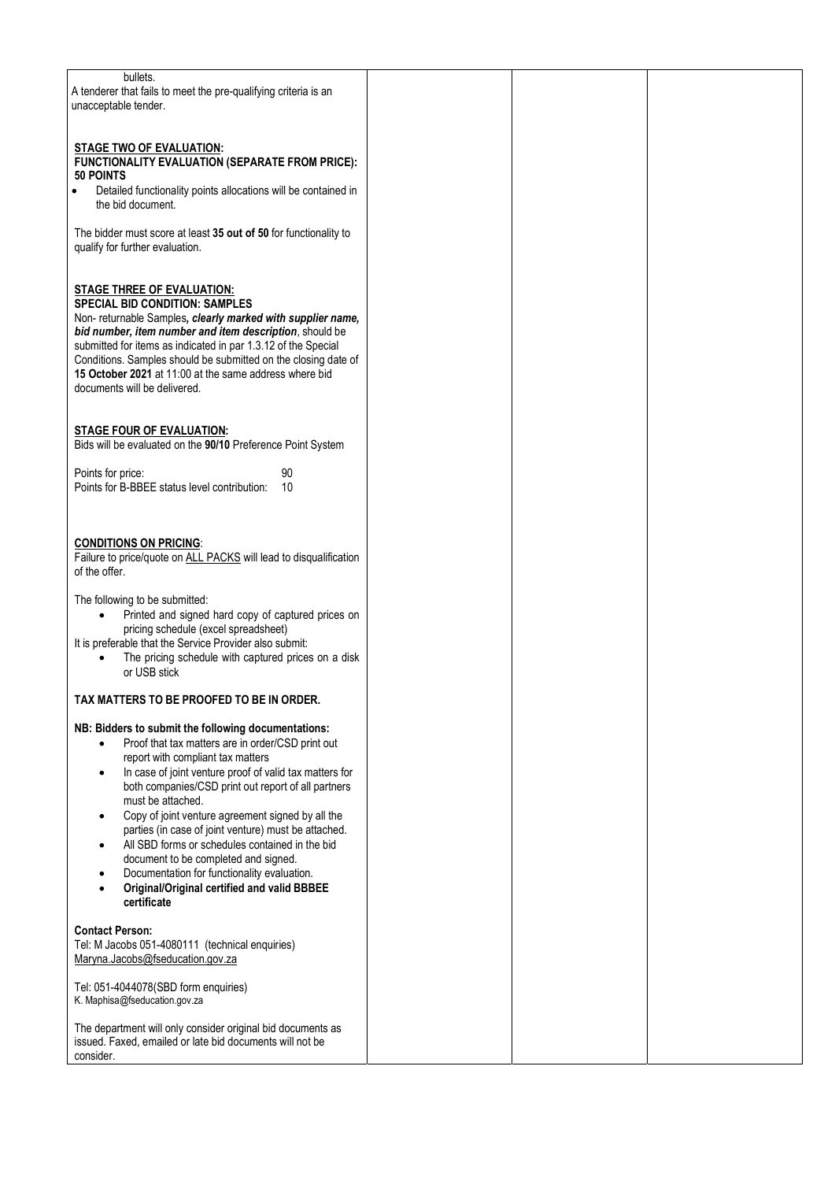| | | | |
|---|---|---|---|
| bullets.<br>A tenderer that fails to meet the pre-qualifying criteria is an unacceptable tender.<br><br>**<u>STAGE TWO OF EVALUATION:</u>**<br>**FUNCTIONALITY EVALUATION (SEPARATE FROM PRICE): 50 POINTS**<br>• Detailed functionality points allocations will be contained in the bid document.<br><br>The bidder must score at least **35 out of 50** for functionality to qualify for further evaluation.<br><br>**<u>STAGE THREE OF EVALUATION:</u>**<br>**SPECIAL BID CONDITION: SAMPLES**<br>Non- returnable Samples***, clearly marked with supplier name, bid number, item number and item description***, should be submitted for items as indicated in par 1.3.12 of the Special Conditions. Samples should be submitted on the closing date of **15 October 2021** at 11:00 at the same address where bid documents will be delivered.<br><br>**<u>STAGE FOUR OF EVALUATION:</u>**<br>Bids will be evaluated on the **90/10** Preference Point System<br><br>Points for price: 90<br>Points for B-BBEE status level contribution: 10<br><br>**<u>CONDITIONS ON PRICING</u>**:<br>Failure to price/quote on <u>ALL PACKS</u> will lead to disqualification of the offer.<br><br>The following to be submitted:<br>• Printed and signed hard copy of captured prices on pricing schedule (excel spreadsheet)<br>It is preferable that the Service Provider also submit:<br>• The pricing schedule with captured prices on a disk or USB stick<br><br>**TAX MATTERS TO BE PROOFED TO BE IN ORDER.**<br><br>**NB: Bidders to submit the following documentations:**<br>• Proof that tax matters are in order/CSD print out report with compliant tax matters<br>• In case of joint venture proof of valid tax matters for both companies/CSD print out report of all partners must be attached.<br>• Copy of joint venture agreement signed by all the parties (in case of joint venture) must be attached.<br>• All SBD forms or schedules contained in the bid document to be completed and signed.<br>• Documentation for functionality evaluation.<br>• **Original/Original certified and valid BBBEE certificate**<br><br>**Contact Person:**<br>Tel: M Jacobs 051-4080111 (technical enquiries)<br><u>Maryna.Jacobs@fseducation.gov.za</u><br><br>Tel: 051-4044078(SBD form enquiries)<br>K. Maphisa@fseducation.gov.za<br><br>The department will only consider original bid documents as issued. Faxed, emailed or late bid documents will not be consider. | | | |